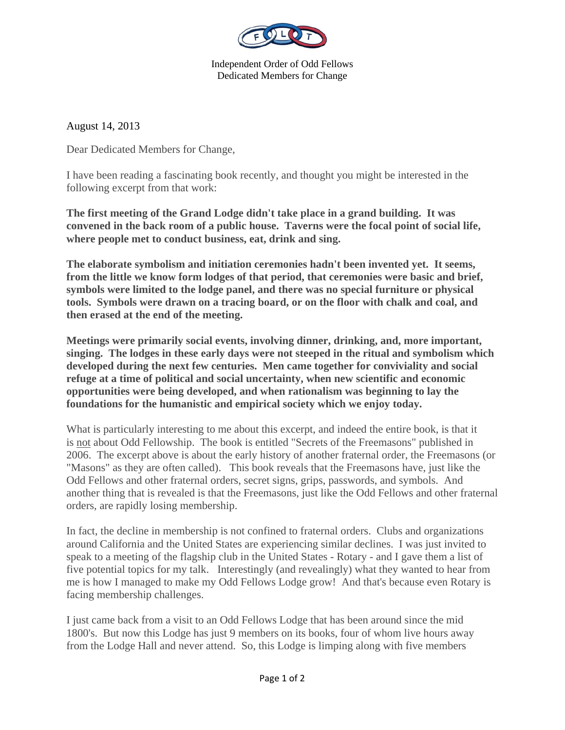Independent Order of Odd Fellows
Dedicated Members for Change

August 14, 2013

Dear Dedicated Members for Change,

I have been reading a fascinating book recently, and thought you might be interested in the following excerpt from that work:

**The first meeting of the Grand Lodge didn't take place in a grand building. It was convened in the back room of a public house. Taverns were the focal point of social life, where people met to conduct business, eat, drink and sing.**

**The elaborate symbolism and initiation ceremonies hadn't been invented yet. It seems, from the little we know form lodges of that period, that ceremonies were basic and brief, symbols were limited to the lodge panel, and there was no special furniture or physical tools. Symbols were drawn on a tracing board, or on the floor with chalk and coal, and then erased at the end of the meeting.**

**Meetings were primarily social events, involving dinner, drinking, and, more important, singing. The lodges in these early days were not steeped in the ritual and symbolism which developed during the next few centuries. Men came together for conviviality and social refuge at a time of political and social uncertainty, when new scientific and economic opportunities were being developed, and when rationalism was beginning to lay the foundations for the humanistic and empirical society which we enjoy today.**

What is particularly interesting to me about this excerpt, and indeed the entire book, is that it is <u>not</u> about Odd Fellowship. The book is entitled "Secrets of the Freemasons" published in 2006. The excerpt above is about the early history of another fraternal order, the Freemasons (or "Masons" as they are often called). This book reveals that the Freemasons have, just like the Odd Fellows and other fraternal orders, secret signs, grips, passwords, and symbols. And another thing that is revealed is that the Freemasons, just like the Odd Fellows and other fraternal orders, are rapidly losing membership.

In fact, the decline in membership is not confined to fraternal orders. Clubs and organizations around California and the United States are experiencing similar declines. I was just invited to speak to a meeting of the flagship club in the United States - Rotary - and I gave them a list of five potential topics for my talk. Interestingly (and revealingly) what they wanted to hear from me is how I managed to make my Odd Fellows Lodge grow! And that's because even Rotary is facing membership challenges.

I just came back from a visit to an Odd Fellows Lodge that has been around since the mid 1800's. But now this Lodge has just 9 members on its books, four of whom live hours away from the Lodge Hall and never attend. So, this Lodge is limping along with five members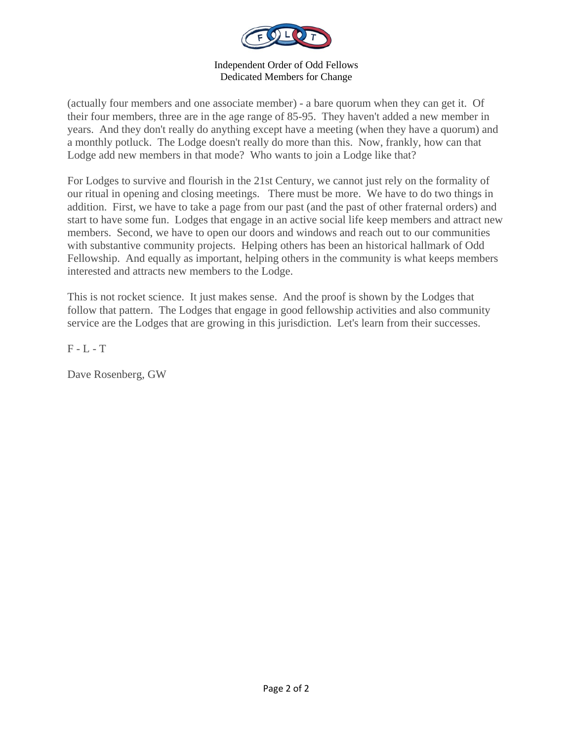(actually four members and one associate member) - a bare quorum when they can get it. Of their four members, three are in the age range of 85-95. They haven't added a new member in years. And they don't really do anything except have a meeting (when they have a quorum) and a monthly potluck. The Lodge doesn't really do more than this. Now, frankly, how can that Lodge add new members in that mode? Who wants to join a Lodge like that?

For Lodges to survive and flourish in the 21st Century, we cannot just rely on the formality of our ritual in opening and closing meetings. There must be more. We have to do two things in addition. First, we have to take a page from our past (and the past of other fraternal orders) and start to have some fun. Lodges that engage in an active social life keep members and attract new members. Second, we have to open our doors and windows and reach out to our communities with substantive community projects. Helping others has been an historical hallmark of Odd Fellowship. And equally as important, helping others in the community is what keeps members interested and attracts new members to the Lodge.

This is not rocket science. It just makes sense. And the proof is shown by the Lodges that follow that pattern. The Lodges that engage in good fellowship activities and also community service are the Lodges that are growing in this jurisdiction. Let's learn from their successes.

F - L - T

Dave Rosenberg, GW